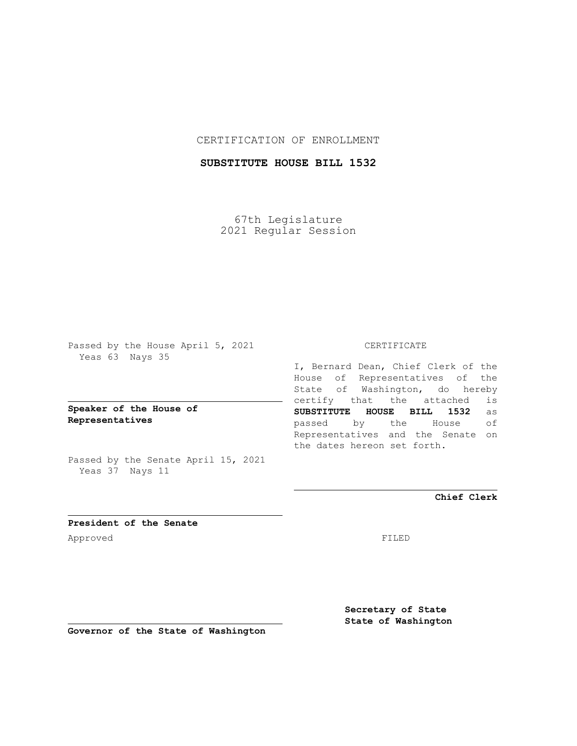CERTIFICATION OF ENROLLMENT

**SUBSTITUTE HOUSE BILL 1532**

67th Legislature
2021 Regular Session

Passed by the House April 5, 2021
Yeas 63 Nays 35

**Speaker of the House of Representatives**

Passed by the Senate April 15, 2021
Yeas 37 Nays 11

**President of the Senate**

Approved

**Governor of the State of Washington**

CERTIFICATE

I, Bernard Dean, Chief Clerk of the House of Representatives of the State of Washington, do hereby certify that the attached is **SUBSTITUTE HOUSE BILL 1532** as passed by the House of Representatives and the Senate on the dates hereon set forth.

**Chief Clerk**

FILED

**Secretary of State**
**State of Washington**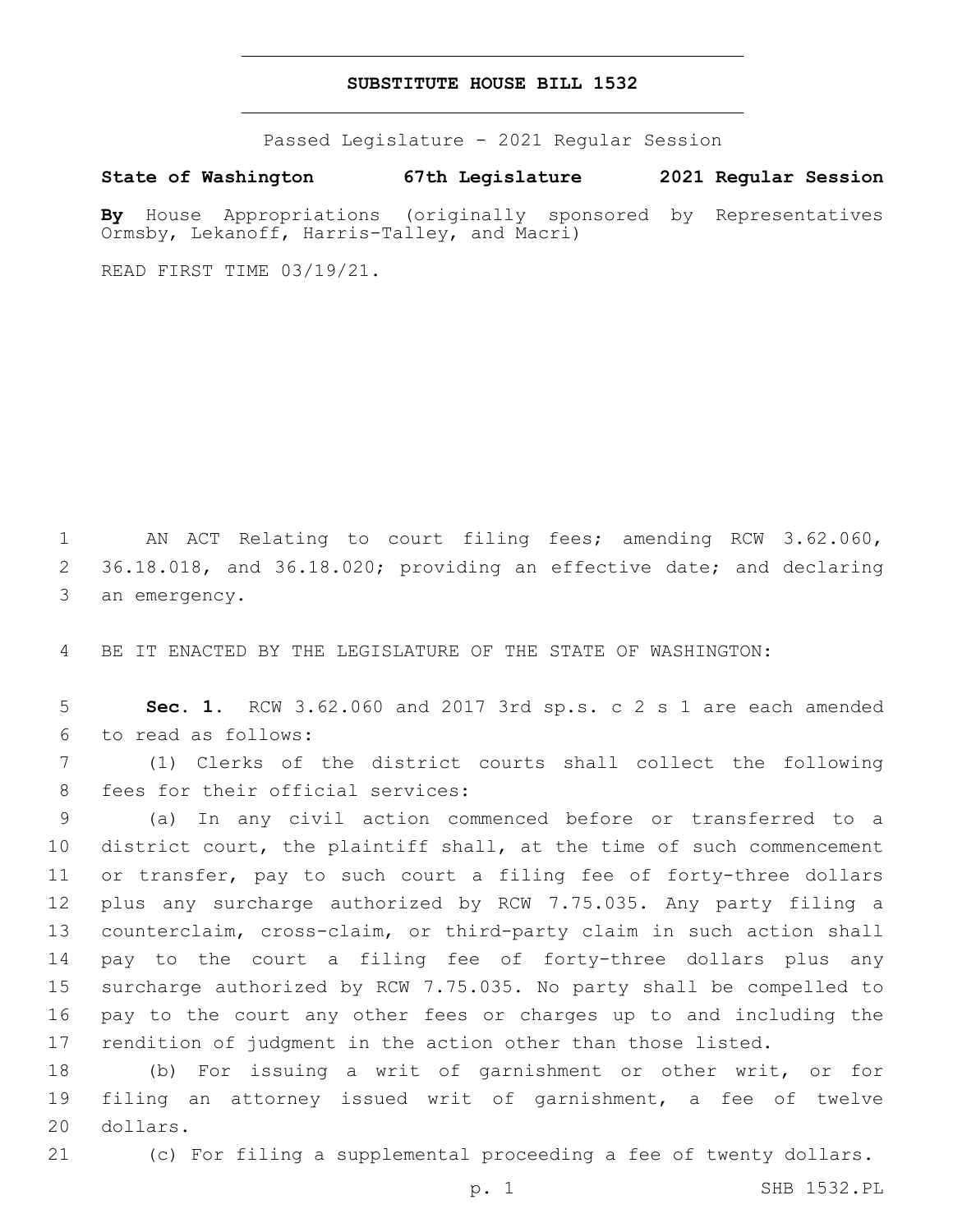**SUBSTITUTE HOUSE BILL 1532**

Passed Legislature - 2021 Regular Session

**State of Washington 67th Legislature 2021 Regular Session**

**By** House Appropriations (originally sponsored by Representatives Ormsby, Lekanoff, Harris-Talley, and Macri)

READ FIRST TIME 03/19/21.

AN ACT Relating to court filing fees; amending RCW 3.62.060, 36.18.018, and 36.18.020; providing an effective date; and declaring an emergency.

BE IT ENACTED BY THE LEGISLATURE OF THE STATE OF WASHINGTON:

**Sec. 1.** RCW 3.62.060 and 2017 3rd sp.s. c 2 s 1 are each amended to read as follows:

(1) Clerks of the district courts shall collect the following fees for their official services:

(a) In any civil action commenced before or transferred to a district court, the plaintiff shall, at the time of such commencement or transfer, pay to such court a filing fee of forty-three dollars plus any surcharge authorized by RCW 7.75.035. Any party filing a counterclaim, cross-claim, or third-party claim in such action shall pay to the court a filing fee of forty-three dollars plus any surcharge authorized by RCW 7.75.035. No party shall be compelled to pay to the court any other fees or charges up to and including the rendition of judgment in the action other than those listed.

(b) For issuing a writ of garnishment or other writ, or for filing an attorney issued writ of garnishment, a fee of twelve dollars.

(c) For filing a supplemental proceeding a fee of twenty dollars.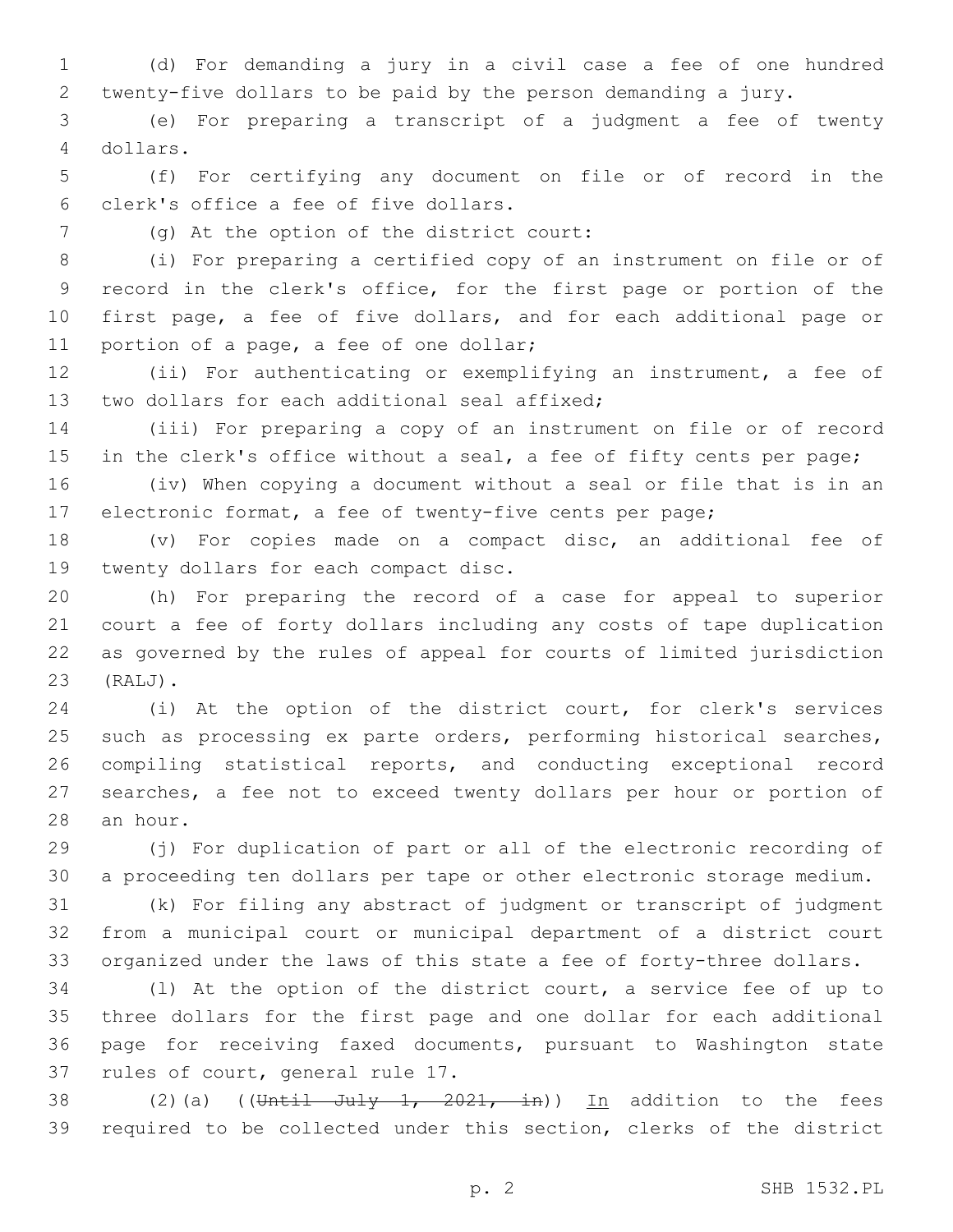(d) For demanding a jury in a civil case a fee of one hundred twenty-five dollars to be paid by the person demanding a jury.

(e) For preparing a transcript of a judgment a fee of twenty dollars.

(f) For certifying any document on file or of record in the clerk's office a fee of five dollars.

(g) At the option of the district court:

(i) For preparing a certified copy of an instrument on file or of record in the clerk's office, for the first page or portion of the first page, a fee of five dollars, and for each additional page or portion of a page, a fee of one dollar;

(ii) For authenticating or exemplifying an instrument, a fee of two dollars for each additional seal affixed;

(iii) For preparing a copy of an instrument on file or of record in the clerk's office without a seal, a fee of fifty cents per page;

(iv) When copying a document without a seal or file that is in an electronic format, a fee of twenty-five cents per page;

(v) For copies made on a compact disc, an additional fee of twenty dollars for each compact disc.

(h) For preparing the record of a case for appeal to superior court a fee of forty dollars including any costs of tape duplication as governed by the rules of appeal for courts of limited jurisdiction (RALJ).

(i) At the option of the district court, for clerk's services such as processing ex parte orders, performing historical searches, compiling statistical reports, and conducting exceptional record searches, a fee not to exceed twenty dollars per hour or portion of an hour.

(j) For duplication of part or all of the electronic recording of a proceeding ten dollars per tape or other electronic storage medium.

(k) For filing any abstract of judgment or transcript of judgment from a municipal court or municipal department of a district court organized under the laws of this state a fee of forty-three dollars.

(l) At the option of the district court, a service fee of up to three dollars for the first page and one dollar for each additional page for receiving faxed documents, pursuant to Washington state rules of court, general rule 17.

(2)(a) ((~~Until July 1, 2021, in~~)) In addition to the fees required to be collected under this section, clerks of the district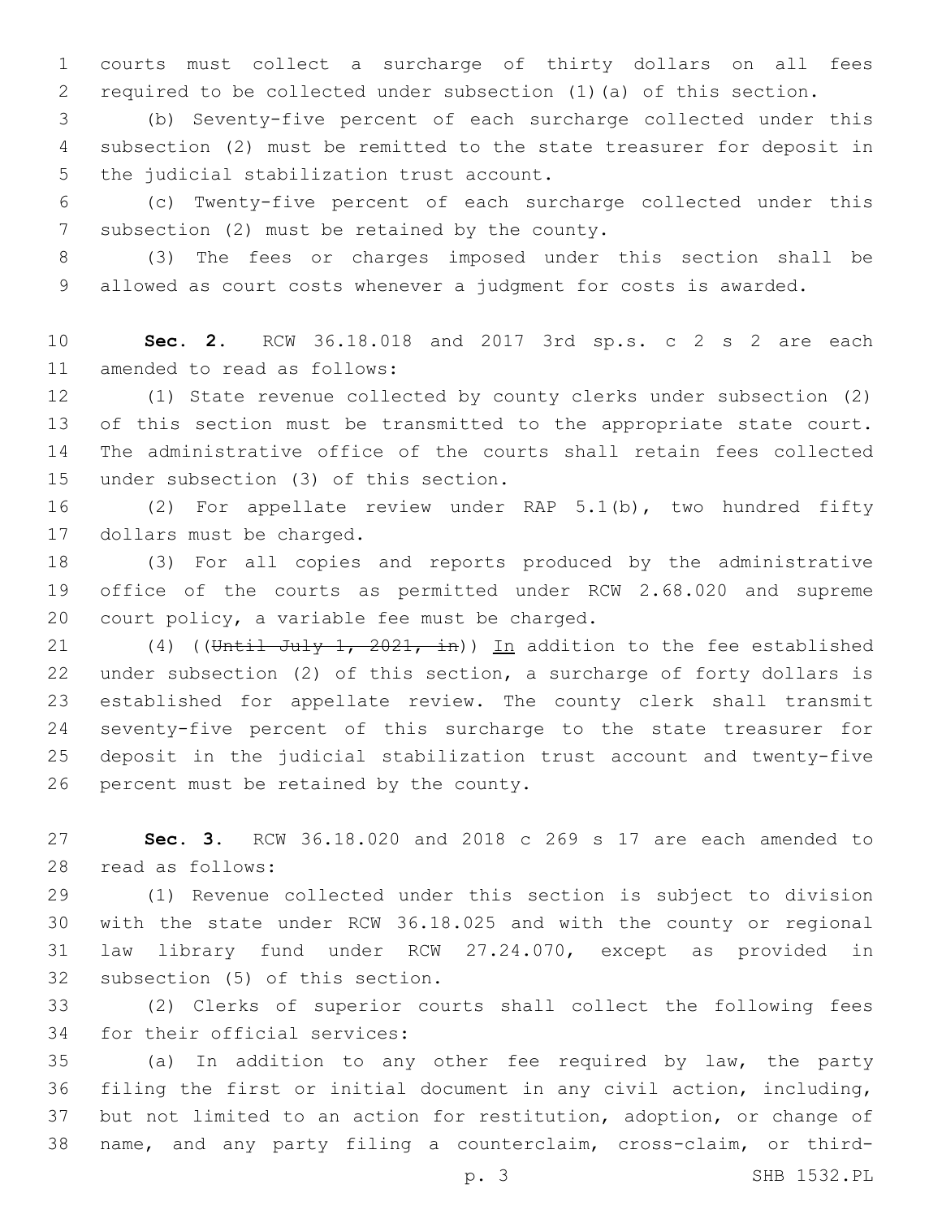courts must collect a surcharge of thirty dollars on all fees required to be collected under subsection (1)(a) of this section.

(b) Seventy-five percent of each surcharge collected under this subsection (2) must be remitted to the state treasurer for deposit in the judicial stabilization trust account.

(c) Twenty-five percent of each surcharge collected under this subsection (2) must be retained by the county.

(3) The fees or charges imposed under this section shall be allowed as court costs whenever a judgment for costs is awarded.

**Sec. 2.** RCW 36.18.018 and 2017 3rd sp.s. c 2 s 2 are each amended to read as follows:

(1) State revenue collected by county clerks under subsection (2) of this section must be transmitted to the appropriate state court. The administrative office of the courts shall retain fees collected under subsection (3) of this section.

(2) For appellate review under RAP 5.1(b), two hundred fifty dollars must be charged.

(3) For all copies and reports produced by the administrative office of the courts as permitted under RCW 2.68.020 and supreme court policy, a variable fee must be charged.

(4) ((~~Until July 1, 2021, in~~)) <u>In</u> addition to the fee established under subsection (2) of this section, a surcharge of forty dollars is established for appellate review. The county clerk shall transmit seventy-five percent of this surcharge to the state treasurer for deposit in the judicial stabilization trust account and twenty-five percent must be retained by the county.

**Sec. 3.** RCW 36.18.020 and 2018 c 269 s 17 are each amended to read as follows:

(1) Revenue collected under this section is subject to division with the state under RCW 36.18.025 and with the county or regional law library fund under RCW 27.24.070, except as provided in subsection (5) of this section.

(2) Clerks of superior courts shall collect the following fees for their official services:

(a) In addition to any other fee required by law, the party filing the first or initial document in any civil action, including, but not limited to an action for restitution, adoption, or change of name, and any party filing a counterclaim, cross-claim, or third-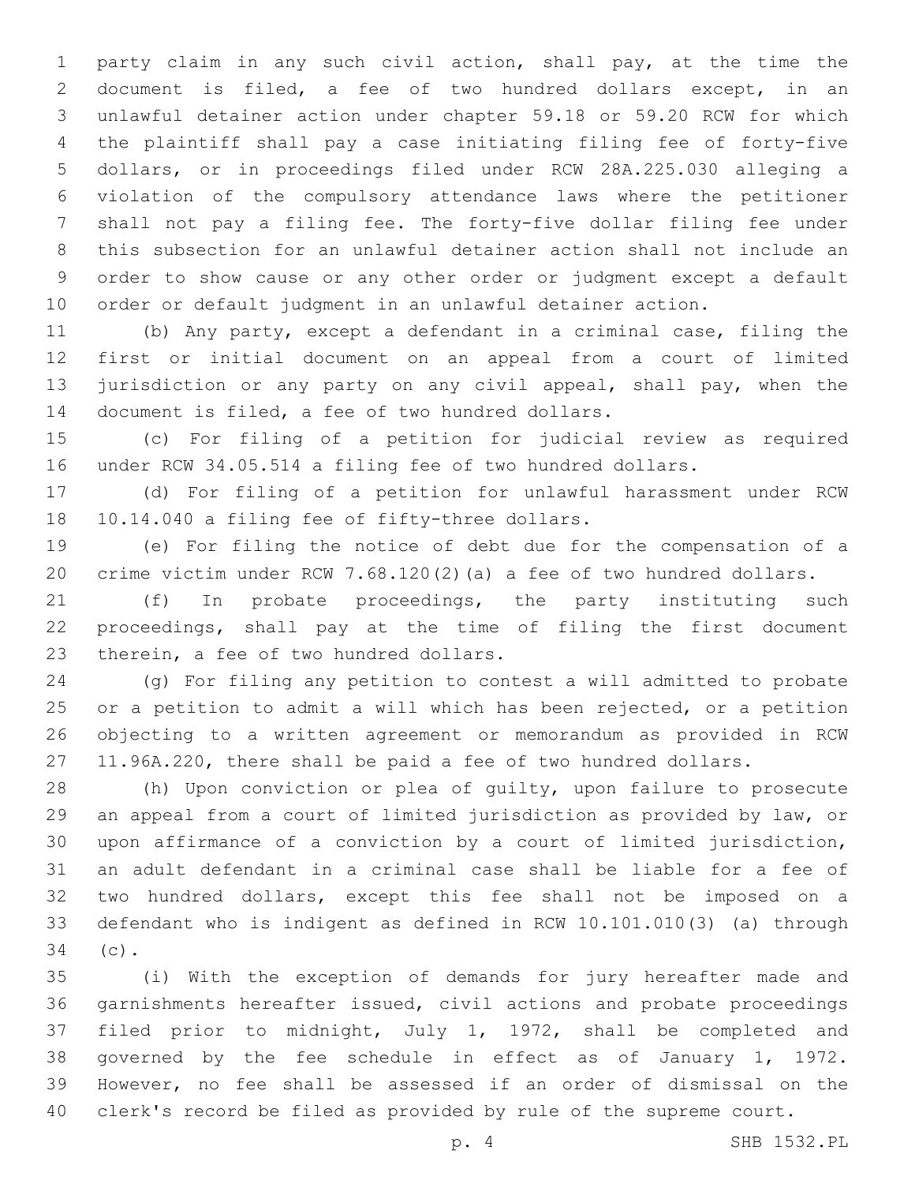party claim in any such civil action, shall pay, at the time the document is filed, a fee of two hundred dollars except, in an unlawful detainer action under chapter 59.18 or 59.20 RCW for which the plaintiff shall pay a case initiating filing fee of forty-five dollars, or in proceedings filed under RCW 28A.225.030 alleging a violation of the compulsory attendance laws where the petitioner shall not pay a filing fee. The forty-five dollar filing fee under this subsection for an unlawful detainer action shall not include an order to show cause or any other order or judgment except a default order or default judgment in an unlawful detainer action.

(b) Any party, except a defendant in a criminal case, filing the first or initial document on an appeal from a court of limited jurisdiction or any party on any civil appeal, shall pay, when the document is filed, a fee of two hundred dollars.

(c) For filing of a petition for judicial review as required under RCW 34.05.514 a filing fee of two hundred dollars.

(d) For filing of a petition for unlawful harassment under RCW 10.14.040 a filing fee of fifty-three dollars.

(e) For filing the notice of debt due for the compensation of a crime victim under RCW 7.68.120(2)(a) a fee of two hundred dollars.

(f) In probate proceedings, the party instituting such proceedings, shall pay at the time of filing the first document therein, a fee of two hundred dollars.

(g) For filing any petition to contest a will admitted to probate or a petition to admit a will which has been rejected, or a petition objecting to a written agreement or memorandum as provided in RCW 11.96A.220, there shall be paid a fee of two hundred dollars.

(h) Upon conviction or plea of guilty, upon failure to prosecute an appeal from a court of limited jurisdiction as provided by law, or upon affirmance of a conviction by a court of limited jurisdiction, an adult defendant in a criminal case shall be liable for a fee of two hundred dollars, except this fee shall not be imposed on a defendant who is indigent as defined in RCW 10.101.010(3) (a) through (c).

(i) With the exception of demands for jury hereafter made and garnishments hereafter issued, civil actions and probate proceedings filed prior to midnight, July 1, 1972, shall be completed and governed by the fee schedule in effect as of January 1, 1972. However, no fee shall be assessed if an order of dismissal on the clerk's record be filed as provided by rule of the supreme court.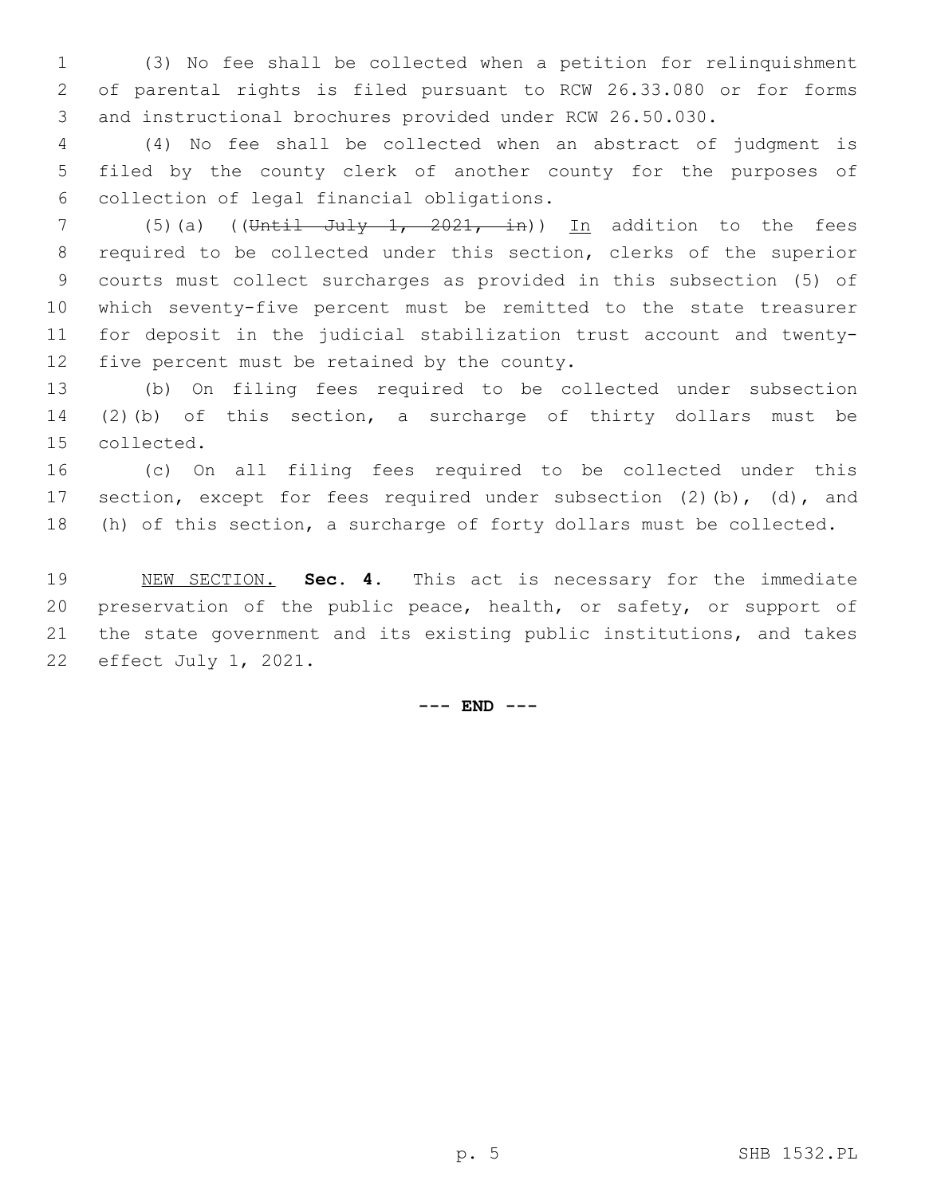(3) No fee shall be collected when a petition for relinquishment of parental rights is filed pursuant to RCW 26.33.080 or for forms and instructional brochures provided under RCW 26.50.030.

(4) No fee shall be collected when an abstract of judgment is filed by the county clerk of another county for the purposes of collection of legal financial obligations.

(5)(a) ((~~Until July 1, 2021, in~~)) In addition to the fees required to be collected under this section, clerks of the superior courts must collect surcharges as provided in this subsection (5) of which seventy-five percent must be remitted to the state treasurer for deposit in the judicial stabilization trust account and twenty-five percent must be retained by the county.

(b) On filing fees required to be collected under subsection (2)(b) of this section, a surcharge of thirty dollars must be collected.

(c) On all filing fees required to be collected under this section, except for fees required under subsection (2)(b), (d), and (h) of this section, a surcharge of forty dollars must be collected.

NEW SECTION. **Sec. 4.** This act is necessary for the immediate preservation of the public peace, health, or safety, or support of the state government and its existing public institutions, and takes effect July 1, 2021.

**--- END ---**